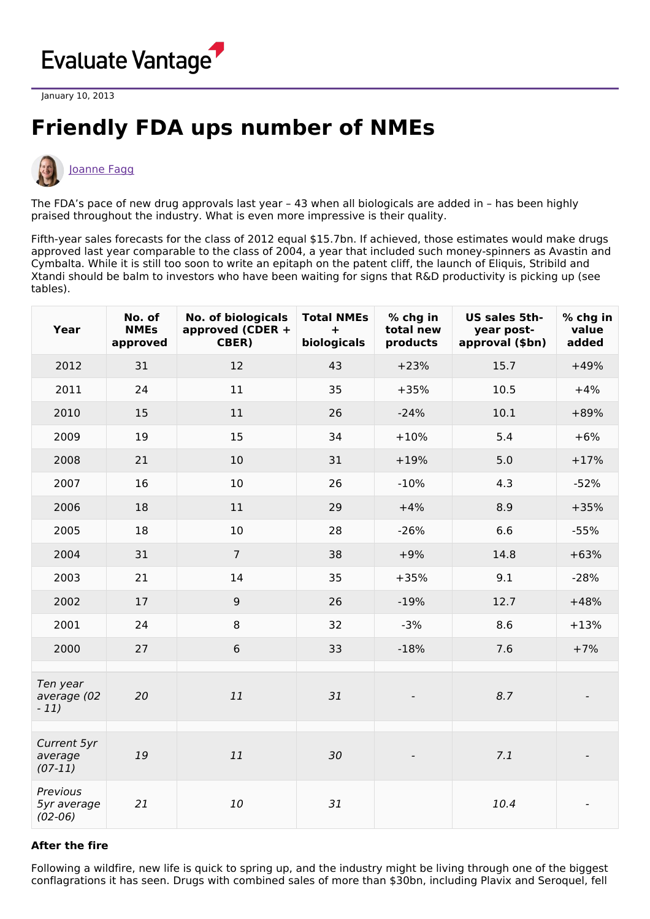Evaluate Vantage

January 10, 2013

# Friendly FDA ups number of NMEs

Joanne Fagg

The FDA's pace of new drug approvals last year – 43 when all biologicals are added in – has been highly praised throughout the industry. What is even more impressive is their quality.

Fifth-year sales forecasts for the class of 2012 equal $15.7bn. If achieved, those estimates would make drugs approved last year comparable to the class of 2004, a year that included such money-spinners as Avastin and Cymbalta. While it is still too soon to write an epitaph on the patent cliff, the launch of Eliquis, Stribild and Xtandi should be balm to investors who have been waiting for signs that R&D productivity is picking up (see tables).

| Year | No. of NMEs approved | No. of biologicals approved (CDER + CBER) | Total NMEs + biologicals | % chg in total new products | US sales 5th-year post-approval ($bn) | % chg in value added |
|---|---|---|---|---|---|---|
| 2012 | 31 | 12 | 43 | +23% | 15.7 | +49% |
| 2011 | 24 | 11 | 35 | +35% | 10.5 | +4% |
| 2010 | 15 | 11 | 26 | -24% | 10.1 | +89% |
| 2009 | 19 | 15 | 34 | +10% | 5.4 | +6% |
| 2008 | 21 | 10 | 31 | +19% | 5.0 | +17% |
| 2007 | 16 | 10 | 26 | -10% | 4.3 | -52% |
| 2006 | 18 | 11 | 29 | +4% | 8.9 | +35% |
| 2005 | 18 | 10 | 28 | -26% | 6.6 | -55% |
| 2004 | 31 | 7 | 38 | +9% | 14.8 | +63% |
| 2003 | 21 | 14 | 35 | +35% | 9.1 | -28% |
| 2002 | 17 | 9 | 26 | -19% | 12.7 | +48% |
| 2001 | 24 | 8 | 32 | -3% | 8.6 | +13% |
| 2000 | 27 | 6 | 33 | -18% | 7.6 | +7% |
| | | | | | | |
| *Ten year average (02 - 11)* | *20* | *11* | *31* | - | *8.7* | - |
| | | | | | | |
| *Current 5yr average (07-11)* | *19* | *11* | *30* | - | *7.1* | - |
| *Previous 5yr average (02-06)* | *21* | *10* | *31* | | *10.4* | - |

**After the fire**

Following a wildfire, new life is quick to spring up, and the industry might be living through one of the biggest conflagrations it has seen. Drugs with combined sales of more than $30bn, including Plavix and Seroquel, fell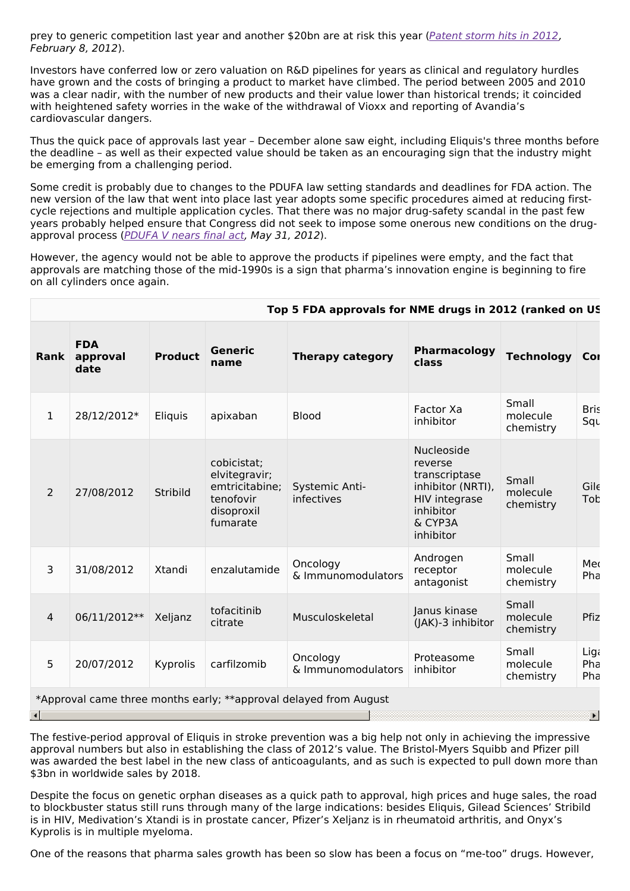prey to generic competition last year and another $20bn are at risk this year (*Patent storm hits in 2012, February 8, 2012*).

Investors have conferred low or zero valuation on R&D pipelines for years as clinical and regulatory hurdles have grown and the costs of bringing a product to market have climbed. The period between 2005 and 2010 was a clear nadir, with the number of new products and their value lower than historical trends; it coincided with heightened safety worries in the wake of the withdrawal of Vioxx and reporting of Avandia's cardiovascular dangers.

Thus the quick pace of approvals last year – December alone saw eight, including Eliquis's three months before the deadline – as well as their expected value should be taken as an encouraging sign that the industry might be emerging from a challenging period.

Some credit is probably due to changes to the PDUFA law setting standards and deadlines for FDA action. The new version of the law that went into place last year adopts some specific procedures aimed at reducing first-cycle rejections and multiple application cycles. That there was no major drug-safety scandal in the past few years probably helped ensure that Congress did not seek to impose some onerous new conditions on the drug-approval process (*PDUFA V nears final act, May 31, 2012*).

However, the agency would not be able to approve the products if pipelines were empty, and the fact that approvals are matching those of the mid-1990s is a sign that pharma's innovation engine is beginning to fire on all cylinders once again.

**Top 5 FDA approvals for NME drugs in 2012 (ranked on US**

| Rank | FDA approval date | Product | Generic name | Therapy category | Pharmacology class | Technology | Co |
|---|---|---|---|---|---|---|---|
| 1 | 28/12/2012* | Eliquis | apixaban | Blood | Factor Xa inhibitor | Small molecule chemistry | Bris Squ |
| 2 | 27/08/2012 | Stribild | cobicistat; elvitegravir; emtricitabine; tenofovir disoproxil fumarate | Systemic Anti-infectives | Nucleoside reverse transcriptase inhibitor (NRTI), HIV integrase inhibitor & CYP3A inhibitor | Small molecule chemistry | Gile Tob |
| 3 | 31/08/2012 | Xtandi | enzalutamide | Oncology & Immunomodulators | Androgen receptor antagonist | Small molecule chemistry | Mec Pha |
| 4 | 06/11/2012** | Xeljanz | tofacitinib citrate | Musculoskeletal | Janus kinase (JAK)-3 inhibitor | Small molecule chemistry | Pfiz |
| 5 | 20/07/2012 | Kyprolis | carfilzomib | Oncology & Immunomodulators | Proteasome inhibitor | Small molecule chemistry | Liga Pha Pha |

*Approval came three months early; **approval delayed from August

The festive-period approval of Eliquis in stroke prevention was a big help not only in achieving the impressive approval numbers but also in establishing the class of 2012's value. The Bristol-Myers Squibb and Pfizer pill was awarded the best label in the new class of anticoagulants, and as such is expected to pull down more than $3bn in worldwide sales by 2018.

Despite the focus on genetic orphan diseases as a quick path to approval, high prices and huge sales, the road to blockbuster status still runs through many of the large indications: besides Eliquis, Gilead Sciences' Stribild is in HIV, Medivation's Xtandi is in prostate cancer, Pfizer's Xeljanz is in rheumatoid arthritis, and Onyx's Kyprolis is in multiple myeloma.

One of the reasons that pharma sales growth has been so slow has been a focus on "me-too" drugs. However,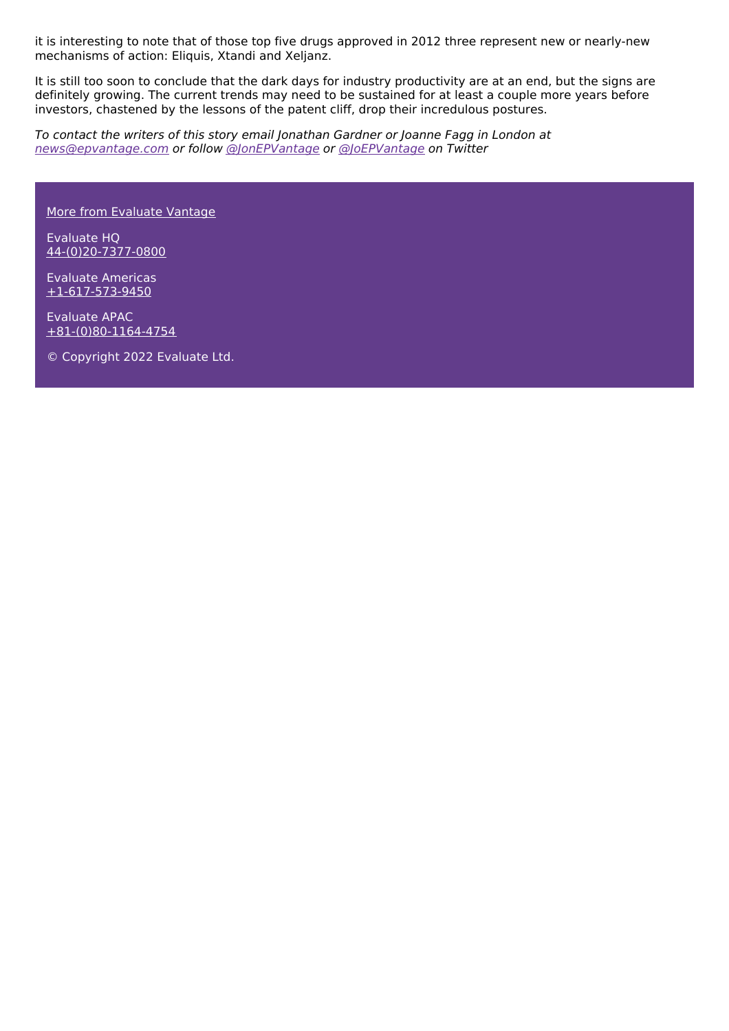it is interesting to note that of those top five drugs approved in 2012 three represent new or nearly-new mechanisms of action: Eliquis, Xtandi and Xeljanz.

It is still too soon to conclude that the dark days for industry productivity are at an end, but the signs are definitely growing. The current trends may need to be sustained for at least a couple more years before investors, chastened by the lessons of the patent cliff, drop their incredulous postures.

*To contact the writers of this story email Jonathan Gardner or Joanne Fagg in London at news@epvantage.com or follow @JonEPVantage or @JoEPVantage on Twitter*

More from Evaluate Vantage

Evaluate HQ
44-(0)20-7377-0800

Evaluate Americas
+1-617-573-9450

Evaluate APAC
+81-(0)80-1164-4754

© Copyright 2022 Evaluate Ltd.